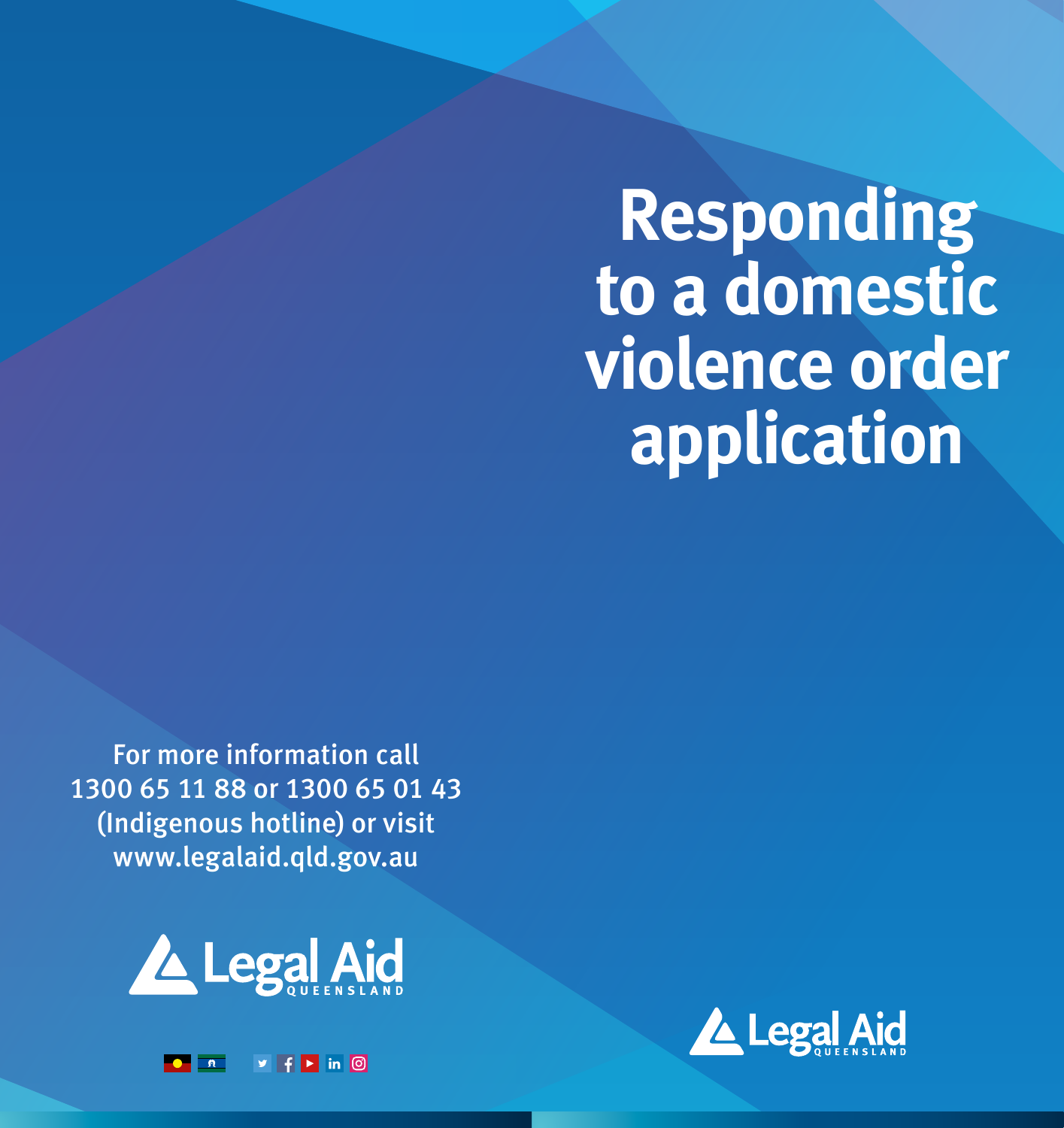# Responding to a domestic violence order application

For more information call 1300 65 11 88 or 1300 65 01 43 (Indigenous hotline) or visit www.legalaid.qld.gov.au

Legal Aid QUEENSLAND

Legal Aid QUEENSLAND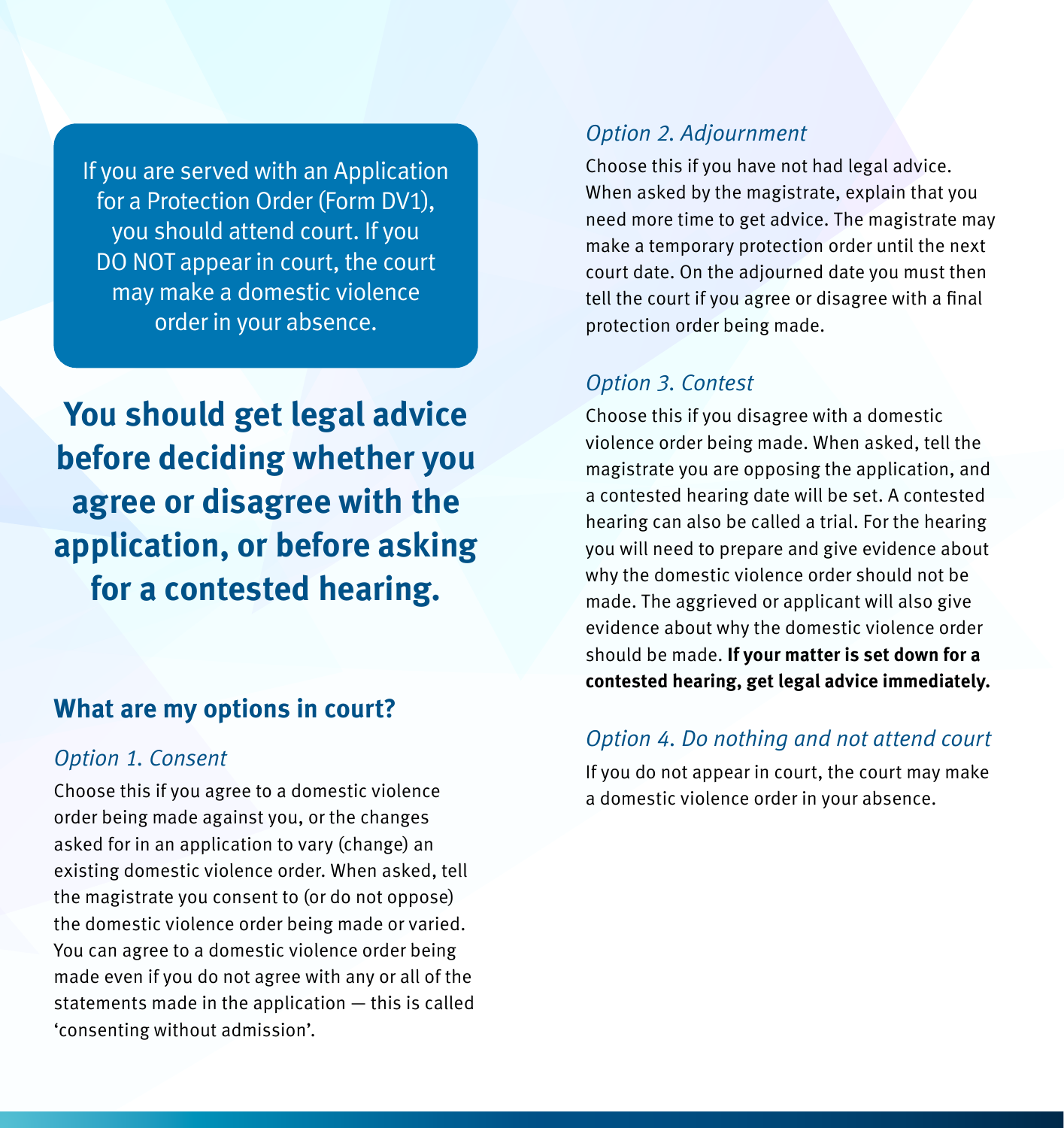If you are served with an Application for a Protection Order (Form DV1), you should attend court. If you DO NOT appear in court, the court may make a domestic violence order in your absence.

**You should get legal advice before deciding whether you agree or disagree with the application, or before asking for a contested hearing.**

## What are my options in court?

### *Option 1. Consent*

Choose this if you agree to a domestic violence order being made against you, or the changes asked for in an application to vary (change) an existing domestic violence order. When asked, tell the magistrate you consent to (or do not oppose) the domestic violence order being made or varied. You can agree to a domestic violence order being made even if you do not agree with any or all of the statements made in the application — this is called 'consenting without admission'.

### *Option 2. Adjournment*

Choose this if you have not had legal advice. When asked by the magistrate, explain that you need more time to get advice. The magistrate may make a temporary protection order until the next court date. On the adjourned date you must then tell the court if you agree or disagree with a final protection order being made.

### *Option 3. Contest*

Choose this if you disagree with a domestic violence order being made. When asked, tell the magistrate you are opposing the application, and a contested hearing date will be set. A contested hearing can also be called a trial. For the hearing you will need to prepare and give evidence about why the domestic violence order should not be made. The aggrieved or applicant will also give evidence about why the domestic violence order should be made. **If your matter is set down for a contested hearing, get legal advice immediately.**

### *Option 4. Do nothing and not attend court*

If you do not appear in court, the court may make a domestic violence order in your absence.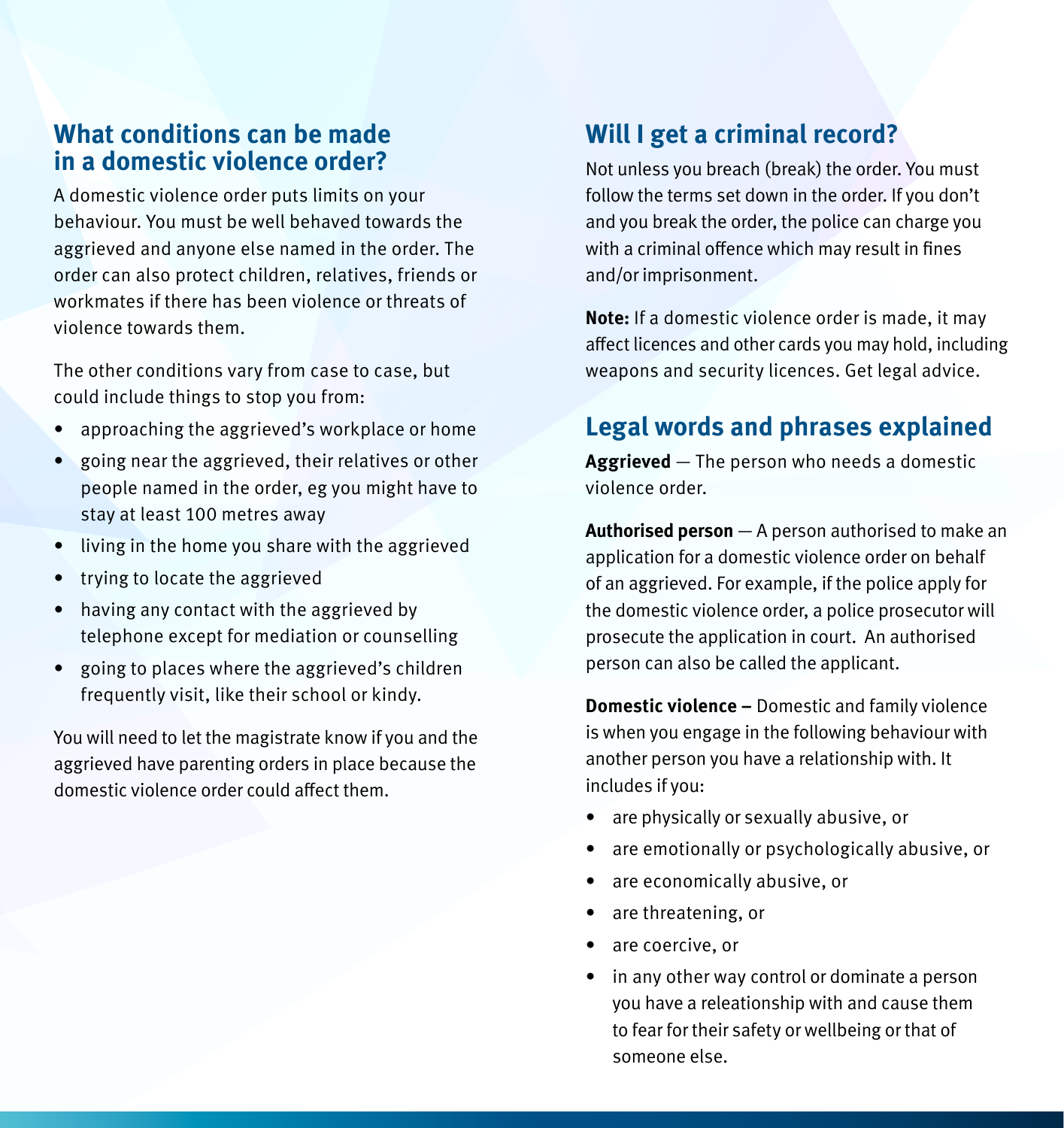## What conditions can be made in a domestic violence order?

A domestic violence order puts limits on your behaviour. You must be well behaved towards the aggrieved and anyone else named in the order. The order can also protect children, relatives, friends or workmates if there has been violence or threats of violence towards them.

The other conditions vary from case to case, but could include things to stop you from:

- approaching the aggrieved's workplace or home
- going near the aggrieved, their relatives or other people named in the order, eg you might have to stay at least 100 metres away
- living in the home you share with the aggrieved
- trying to locate the aggrieved
- having any contact with the aggrieved by telephone except for mediation or counselling
- going to places where the aggrieved's children frequently visit, like their school or kindy.

You will need to let the magistrate know if you and the aggrieved have parenting orders in place because the domestic violence order could affect them.

## Will I get a criminal record?

Not unless you breach (break) the order. You must follow the terms set down in the order. If you don't and you break the order, the police can charge you with a criminal offence which may result in fines and/or imprisonment.

**Note:** If a domestic violence order is made, it may affect licences and other cards you may hold, including weapons and security licences. Get legal advice.

## Legal words and phrases explained

**Aggrieved** — The person who needs a domestic violence order.

**Authorised person** — A person authorised to make an application for a domestic violence order on behalf of an aggrieved. For example, if the police apply for the domestic violence order, a police prosecutor will prosecute the application in court. An authorised person can also be called the applicant.

**Domestic violence –** Domestic and family violence is when you engage in the following behaviour with another person you have a relationship with. It includes if you:

- are physically or sexually abusive, or
- are emotionally or psychologically abusive, or
- are economically abusive, or
- are threatening, or
- are coercive, or
- in any other way control or dominate a person you have a releationship with and cause them to fear for their safety or wellbeing or that of someone else.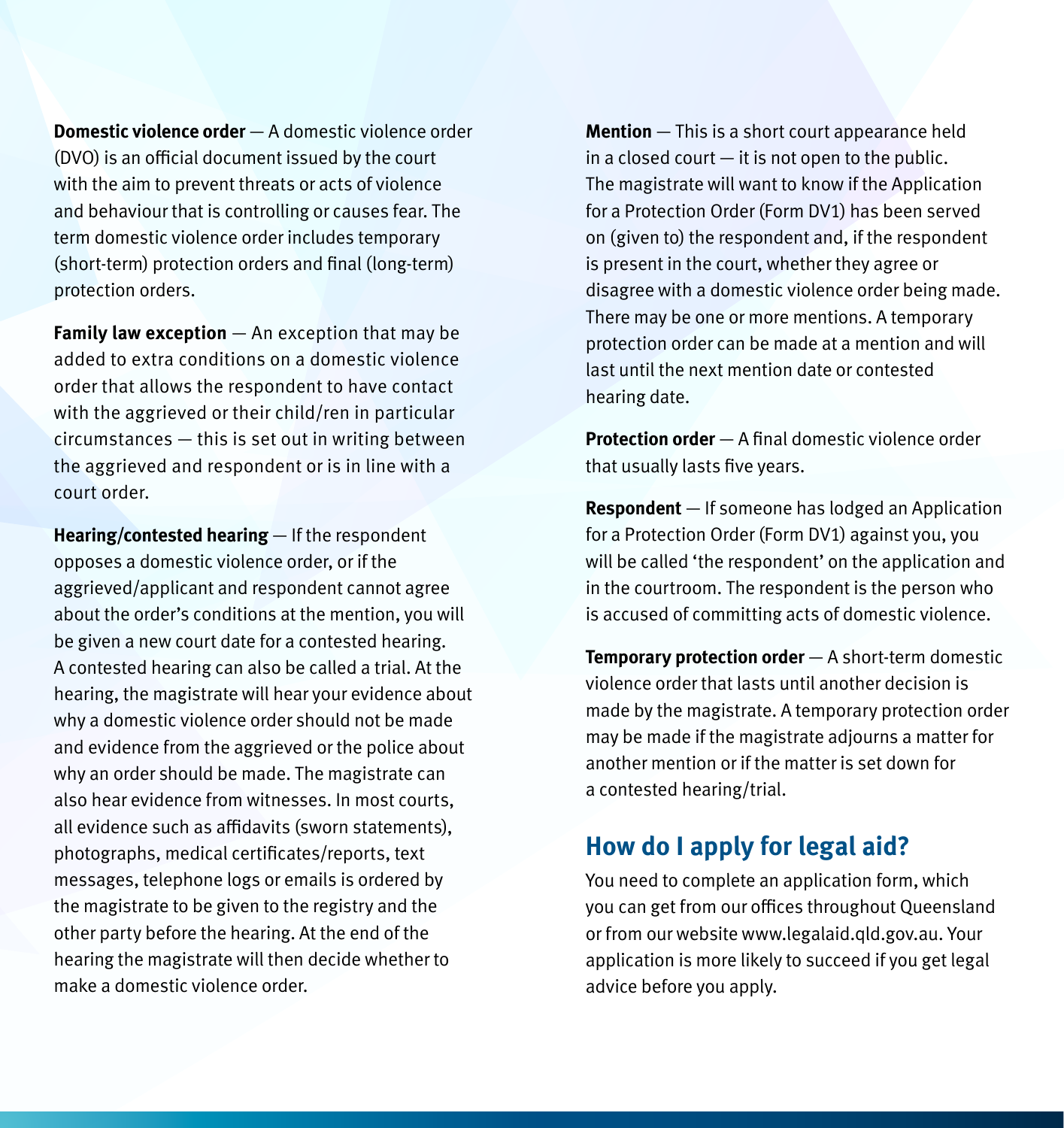**Domestic violence order** — A domestic violence order (DVO) is an official document issued by the court with the aim to prevent threats or acts of violence and behaviour that is controlling or causes fear. The term domestic violence order includes temporary (short-term) protection orders and final (long-term) protection orders.

**Family law exception** — An exception that may be added to extra conditions on a domestic violence order that allows the respondent to have contact with the aggrieved or their child/ren in particular circumstances — this is set out in writing between the aggrieved and respondent or is in line with a court order.

**Hearing/contested hearing** — If the respondent opposes a domestic violence order, or if the aggrieved/applicant and respondent cannot agree about the order's conditions at the mention, you will be given a new court date for a contested hearing. A contested hearing can also be called a trial. At the hearing, the magistrate will hear your evidence about why a domestic violence order should not be made and evidence from the aggrieved or the police about why an order should be made. The magistrate can also hear evidence from witnesses. In most courts, all evidence such as affidavits (sworn statements), photographs, medical certificates/reports, text messages, telephone logs or emails is ordered by the magistrate to be given to the registry and the other party before the hearing. At the end of the hearing the magistrate will then decide whether to make a domestic violence order.

**Mention** — This is a short court appearance held in a closed court — it is not open to the public. The magistrate will want to know if the Application for a Protection Order (Form DV1) has been served on (given to) the respondent and, if the respondent is present in the court, whether they agree or disagree with a domestic violence order being made. There may be one or more mentions. A temporary protection order can be made at a mention and will last until the next mention date or contested hearing date.

**Protection order** — A final domestic violence order that usually lasts five years.

**Respondent** — If someone has lodged an Application for a Protection Order (Form DV1) against you, you will be called 'the respondent' on the application and in the courtroom. The respondent is the person who is accused of committing acts of domestic violence.

**Temporary protection order** — A short-term domestic violence order that lasts until another decision is made by the magistrate. A temporary protection order may be made if the magistrate adjourns a matter for another mention or if the matter is set down for a contested hearing/trial.

## How do I apply for legal aid?

You need to complete an application form, which you can get from our offices throughout Queensland or from our website www.legalaid.qld.gov.au. Your application is more likely to succeed if you get legal advice before you apply.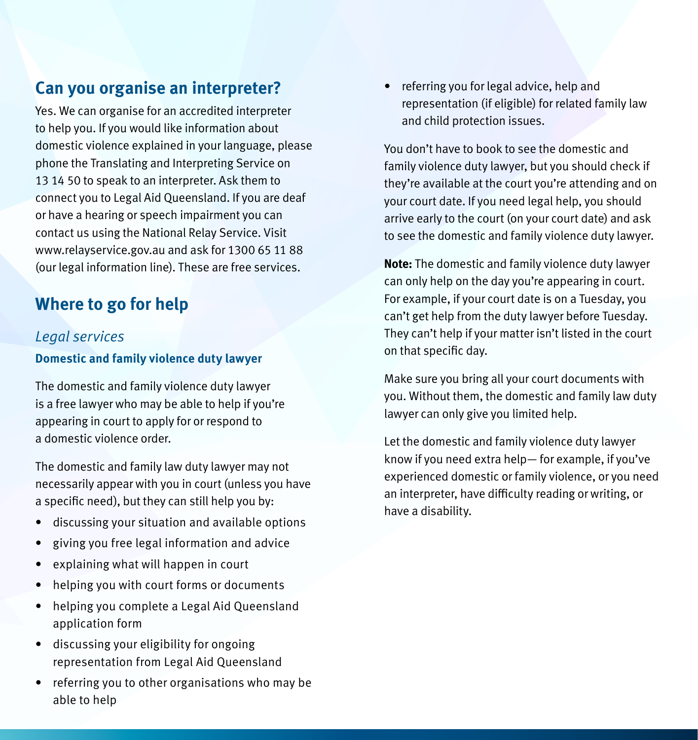## Can you organise an interpreter?

Yes. We can organise for an accredited interpreter to help you. If you would like information about domestic violence explained in your language, please phone the Translating and Interpreting Service on 13 14 50 to speak to an interpreter. Ask them to connect you to Legal Aid Queensland. If you are deaf or have a hearing or speech impairment you can contact us using the National Relay Service. Visit www.relayservice.gov.au and ask for 1300 65 11 88 (our legal information line). These are free services.

## Where to go for help

### *Legal services*

#### Domestic and family violence duty lawyer

The domestic and family violence duty lawyer is a free lawyer who may be able to help if you're appearing in court to apply for or respond to a domestic violence order.

The domestic and family law duty lawyer may not necessarily appear with you in court (unless you have a specific need), but they can still help you by:

- discussing your situation and available options
- giving you free legal information and advice
- explaining what will happen in court
- helping you with court forms or documents
- helping you complete a Legal Aid Queensland application form
- discussing your eligibility for ongoing representation from Legal Aid Queensland
- referring you to other organisations who may be able to help
- referring you for legal advice, help and representation (if eligible) for related family law and child protection issues.

You don't have to book to see the domestic and family violence duty lawyer, but you should check if they're available at the court you're attending and on your court date. If you need legal help, you should arrive early to the court (on your court date) and ask to see the domestic and family violence duty lawyer.

**Note:** The domestic and family violence duty lawyer can only help on the day you're appearing in court. For example, if your court date is on a Tuesday, you can't get help from the duty lawyer before Tuesday. They can't help if your matter isn't listed in the court on that specific day.

Make sure you bring all your court documents with you. Without them, the domestic and family law duty lawyer can only give you limited help.

Let the domestic and family violence duty lawyer know if you need extra help— for example, if you've experienced domestic or family violence, or you need an interpreter, have difficulty reading or writing, or have a disability.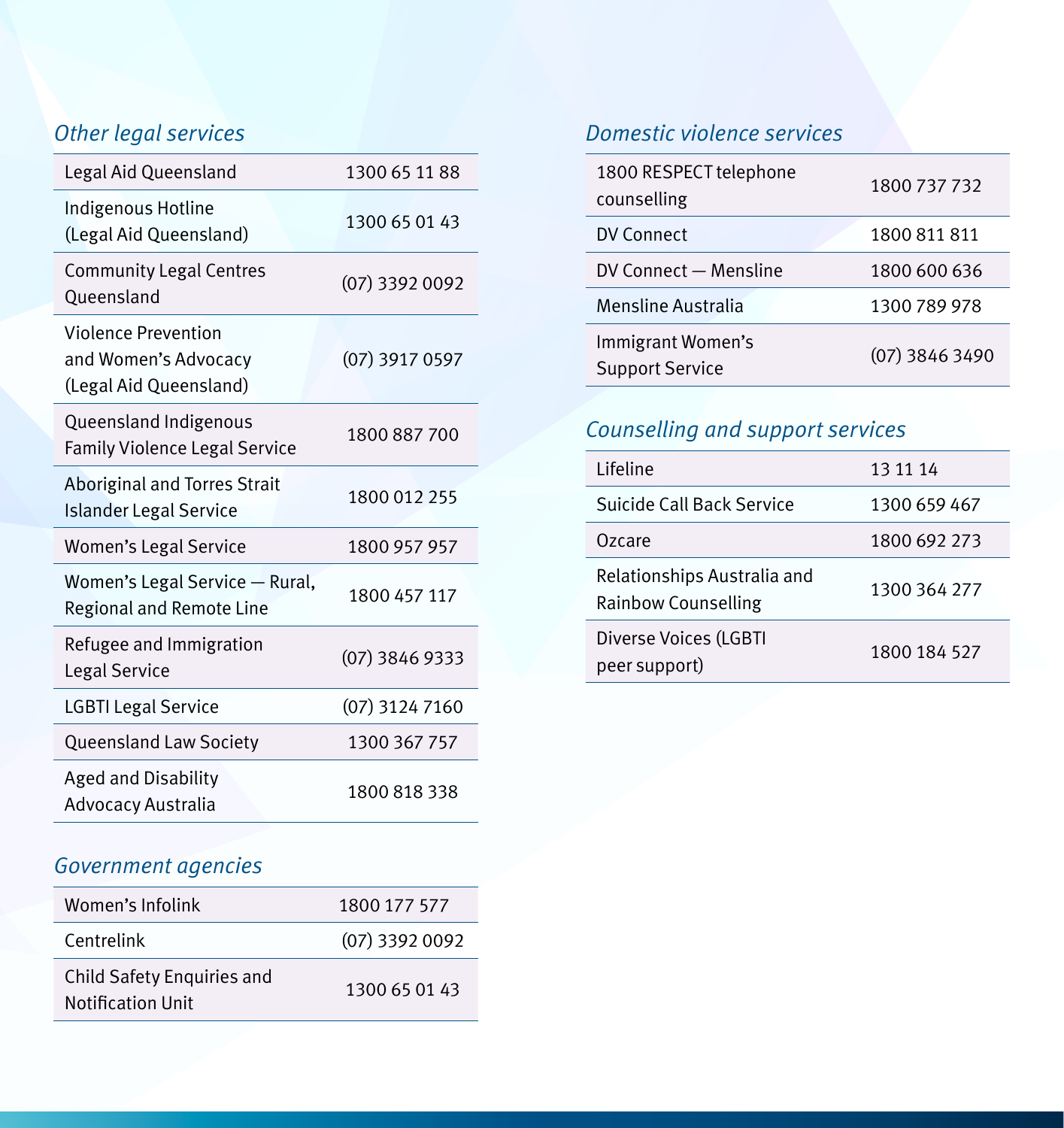## *Other legal services*

| | |
|---|---|
| Legal Aid Queensland | 1300 65 11 88 |
| Indigenous Hotline (Legal Aid Queensland) | 1300 65 01 43 |
| Community Legal Centres Queensland | (07) 3392 0092 |
| Violence Prevention and Women's Advocacy (Legal Aid Queensland) | (07) 3917 0597 |
| Queensland Indigenous Family Violence Legal Service | 1800 887 700 |
| Aboriginal and Torres Strait Islander Legal Service | 1800 012 255 |
| Women's Legal Service | 1800 957 957 |
| Women's Legal Service — Rural, Regional and Remote Line | 1800 457 117 |
| Refugee and Immigration Legal Service | (07) 3846 9333 |
| LGBTI Legal Service | (07) 3124 7160 |
| Queensland Law Society | 1300 367 757 |
| Aged and Disability Advocacy Australia | 1800 818 338 |

## *Government agencies*

| | |
|---|---|
| Women's Infolink | 1800 177 577 |
| Centrelink | (07) 3392 0092 |
| Child Safety Enquiries and Notification Unit | 1300 65 01 43 |

## *Domestic violence services*

| | |
|---|---|
| 1800 RESPECT telephone counselling | 1800 737 732 |
| DV Connect | 1800 811 811 |
| DV Connect — Mensline | 1800 600 636 |
| Mensline Australia | 1300 789 978 |
| Immigrant Women's Support Service | (07) 3846 3490 |

## *Counselling and support services*

| | |
|---|---|
| Lifeline | 13 11 14 |
| Suicide Call Back Service | 1300 659 467 |
| Ozcare | 1800 692 273 |
| Relationships Australia and Rainbow Counselling | 1300 364 277 |
| Diverse Voices (LGBTI peer support) | 1800 184 527 |